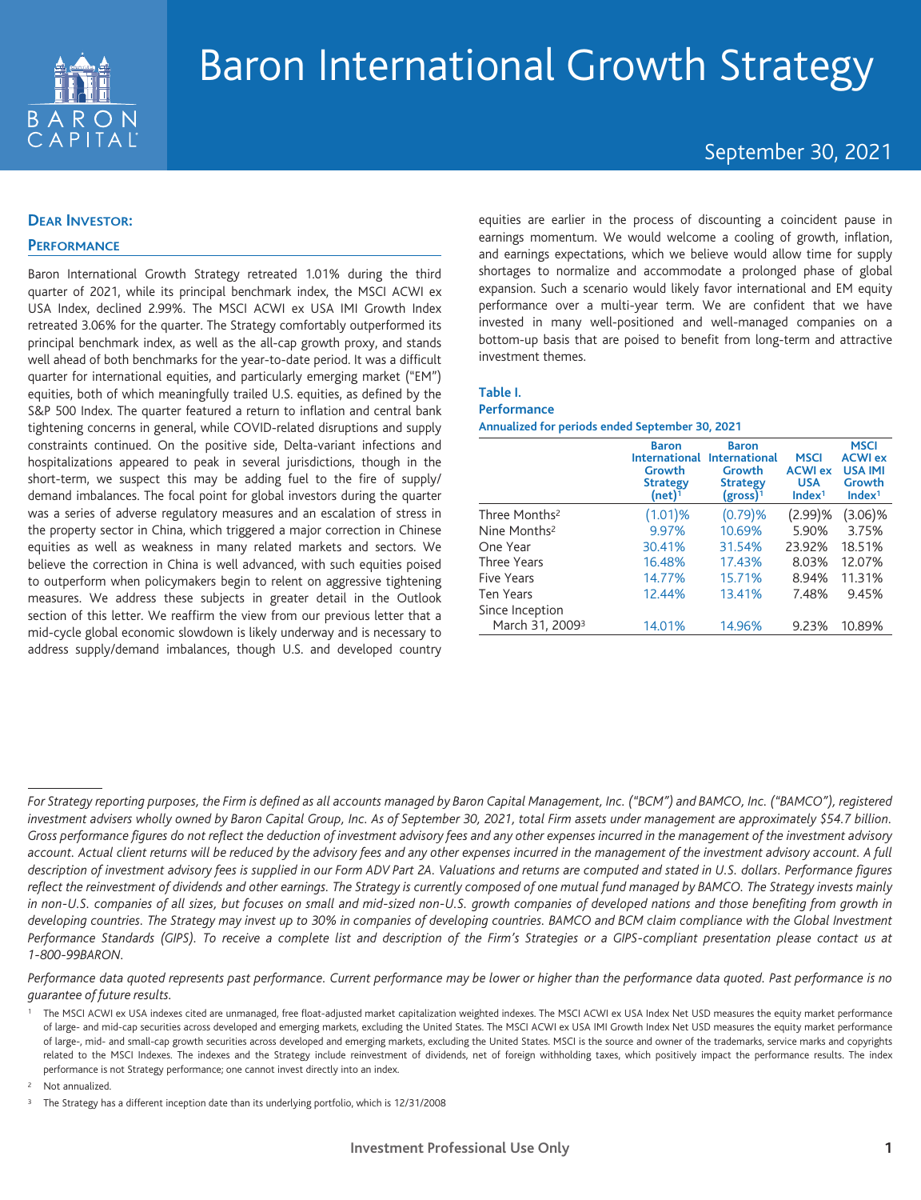# Baron International Growth Strategy

September 30, 2021

## Dear Investor:

### Performance

Baron International Growth Strategy retreated 1.01% during the third quarter of 2021, while its principal benchmark index, the MSCI ACWI ex USA Index, declined 2.99%. The MSCI ACWI ex USA IMI Growth Index retreated 3.06% for the quarter. The Strategy comfortably outperformed its principal benchmark index, as well as the all-cap growth proxy, and stands well ahead of both benchmarks for the year-to-date period. It was a difficult quarter for international equities, and particularly emerging market ("EM") equities, both of which meaningfully trailed U.S. equities, as defined by the S&P 500 Index. The quarter featured a return to inflation and central bank tightening concerns in general, while COVID-related disruptions and supply constraints continued. On the positive side, Delta-variant infections and hospitalizations appeared to peak in several jurisdictions, though in the short-term, we suspect this may be adding fuel to the fire of supply/demand imbalances. The focal point for global investors during the quarter was a series of adverse regulatory measures and an escalation of stress in the property sector in China, which triggered a major correction in Chinese equities as well as weakness in many related markets and sectors. We believe the correction in China is well advanced, with such equities poised to outperform when policymakers begin to relent on aggressive tightening measures. We address these subjects in greater detail in the Outlook section of this letter. We reaffirm the view from our previous letter that a mid-cycle global economic slowdown is likely underway and is necessary to address supply/demand imbalances, though U.S. and developed country equities are earlier in the process of discounting a coincident pause in earnings momentum. We would welcome a cooling of growth, inflation, and earnings expectations, which we believe would allow time for supply shortages to normalize and accommodate a prolonged phase of global expansion. Such a scenario would likely favor international and EM equity performance over a multi-year term. We are confident that we have invested in many well-positioned and well-managed companies on a bottom-up basis that are poised to benefit from long-term and attractive investment themes.

**Table I.**
**Performance**
**Annualized for periods ended September 30, 2021**

| | Baron International Growth Strategy (net)[1] | Baron International Growth Strategy (gross)[1] | MSCI ACWI ex USA Index[1] | MSCI ACWI ex USA IMI Growth Index[1] |
|---|---|---|---|---|
| Three Months[2] | (1.01)% | (0.79)% | (2.99)% | (3.06)% |
| Nine Months[2] | 9.97% | 10.69% | 5.90% | 3.75% |
| One Year | 30.41% | 31.54% | 23.92% | 18.51% |
| Three Years | 16.48% | 17.43% | 8.03% | 12.07% |
| Five Years | 14.77% | 15.71% | 8.94% | 11.31% |
| Ten Years | 12.44% | 13.41% | 7.48% | 9.45% |
| Since Inception March 31, 2009[3] | 14.01% | 14.96% | 9.23% | 10.89% |

*For Strategy reporting purposes, the Firm is defined as all accounts managed by Baron Capital Management, Inc. ("BCM") and BAMCO, Inc. ("BAMCO"), registered investment advisers wholly owned by Baron Capital Group, Inc. As of September 30, 2021, total Firm assets under management are approximately $54.7 billion. Gross performance figures do not reflect the deduction of investment advisory fees and any other expenses incurred in the management of the investment advisory account. Actual client returns will be reduced by the advisory fees and any other expenses incurred in the management of the investment advisory account. A full description of investment advisory fees is supplied in our Form ADV Part 2A. Valuations and returns are computed and stated in U.S. dollars. Performance figures reflect the reinvestment of dividends and other earnings. The Strategy is currently composed of one mutual fund managed by BAMCO. The Strategy invests mainly in non-U.S. companies of all sizes, but focuses on small and mid-sized non-U.S. growth companies of developed nations and those benefiting from growth in developing countries. The Strategy may invest up to 30% in companies of developing countries. BAMCO and BCM claim compliance with the Global Investment Performance Standards (GIPS). To receive a complete list and description of the Firm's Strategies or a GIPS-compliant presentation please contact us at 1-800-99BARON.*

*Performance data quoted represents past performance. Current performance may be lower or higher than the performance data quoted. Past performance is no guarantee of future results.*

[1] The MSCI ACWI ex USA indexes cited are unmanaged, free float-adjusted market capitalization weighted indexes. The MSCI ACWI ex USA Index Net USD measures the equity market performance of large- and mid-cap securities across developed and emerging markets, excluding the United States. The MSCI ACWI ex USA IMI Growth Index Net USD measures the equity market performance of large-, mid- and small-cap growth securities across developed and emerging markets, excluding the United States. MSCI is the source and owner of the trademarks, service marks and copyrights related to the MSCI Indexes. The indexes and the Strategy include reinvestment of dividends, net of foreign withholding taxes, which positively impact the performance results. The index performance is not Strategy performance; one cannot invest directly into an index.

[2] Not annualized.

[3] The Strategy has a different inception date than its underlying portfolio, which is 12/31/2008

Investment Professional Use Only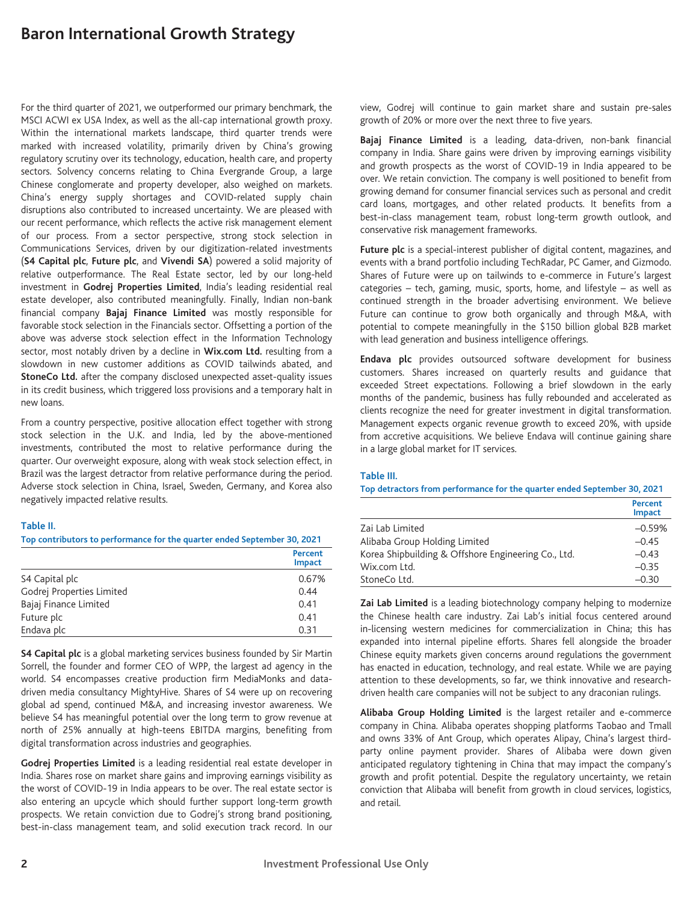# Baron International Growth Strategy

For the third quarter of 2021, we outperformed our primary benchmark, the MSCI ACWI ex USA Index, as well as the all-cap international growth proxy. Within the international markets landscape, third quarter trends were marked with increased volatility, primarily driven by China's growing regulatory scrutiny over its technology, education, health care, and property sectors. Solvency concerns relating to China Evergrande Group, a large Chinese conglomerate and property developer, also weighed on markets. China's energy supply shortages and COVID-related supply chain disruptions also contributed to increased uncertainty. We are pleased with our recent performance, which reflects the active risk management element of our process. From a sector perspective, strong stock selection in Communications Services, driven by our digitization-related investments (**S4 Capital plc**, **Future plc**, and **Vivendi SA**) powered a solid majority of relative outperformance. The Real Estate sector, led by our long-held investment in **Godrej Properties Limited**, India's leading residential real estate developer, also contributed meaningfully. Finally, Indian non-bank financial company **Bajaj Finance Limited** was mostly responsible for favorable stock selection in the Financials sector. Offsetting a portion of the above was adverse stock selection effect in the Information Technology sector, most notably driven by a decline in **Wix.com Ltd.** resulting from a slowdown in new customer additions as COVID tailwinds abated, and **StoneCo Ltd.** after the company disclosed unexpected asset-quality issues in its credit business, which triggered loss provisions and a temporary halt in new loans.

From a country perspective, positive allocation effect together with strong stock selection in the U.K. and India, led by the above-mentioned investments, contributed the most to relative performance during the quarter. Our overweight exposure, along with weak stock selection effect, in Brazil was the largest detractor from relative performance during the period. Adverse stock selection in China, Israel, Sweden, Germany, and Korea also negatively impacted relative results.

**Table II.**
**Top contributors to performance for the quarter ended September 30, 2021**

| | Percent Impact |
|---|---|
| S4 Capital plc | 0.67% |
| Godrej Properties Limited | 0.44 |
| Bajaj Finance Limited | 0.41 |
| Future plc | 0.41 |
| Endava plc | 0.31 |

**S4 Capital plc** is a global marketing services business founded by Sir Martin Sorrell, the founder and former CEO of WPP, the largest ad agency in the world. S4 encompasses creative production firm MediaMonks and data-driven media consultancy MightyHive. Shares of S4 were up on recovering global ad spend, continued M&A, and increasing investor awareness. We believe S4 has meaningful potential over the long term to grow revenue at north of 25% annually at high-teens EBITDA margins, benefiting from digital transformation across industries and geographies.

**Godrej Properties Limited** is a leading residential real estate developer in India. Shares rose on market share gains and improving earnings visibility as the worst of COVID-19 in India appears to be over. The real estate sector is also entering an upcycle which should further support long-term growth prospects. We retain conviction due to Godrej's strong brand positioning, best-in-class management team, and solid execution track record. In our view, Godrej will continue to gain market share and sustain pre-sales growth of 20% or more over the next three to five years.

**Bajaj Finance Limited** is a leading, data-driven, non-bank financial company in India. Share gains were driven by improving earnings visibility and growth prospects as the worst of COVID-19 in India appeared to be over. We retain conviction. The company is well positioned to benefit from growing demand for consumer financial services such as personal and credit card loans, mortgages, and other related products. It benefits from a best-in-class management team, robust long-term growth outlook, and conservative risk management frameworks.

**Future plc** is a special-interest publisher of digital content, magazines, and events with a brand portfolio including TechRadar, PC Gamer, and Gizmodo. Shares of Future were up on tailwinds to e-commerce in Future's largest categories – tech, gaming, music, sports, home, and lifestyle – as well as continued strength in the broader advertising environment. We believe Future can continue to grow both organically and through M&A, with potential to compete meaningfully in the $150 billion global B2B market with lead generation and business intelligence offerings.

**Endava plc** provides outsourced software development for business customers. Shares increased on quarterly results and guidance that exceeded Street expectations. Following a brief slowdown in the early months of the pandemic, business has fully rebounded and accelerated as clients recognize the need for greater investment in digital transformation. Management expects organic revenue growth to exceed 20%, with upside from accretive acquisitions. We believe Endava will continue gaining share in a large global market for IT services.

**Table III.**
**Top detractors from performance for the quarter ended September 30, 2021**

| | Percent Impact |
|---|---|
| Zai Lab Limited | –0.59% |
| Alibaba Group Holding Limited | –0.45 |
| Korea Shipbuilding & Offshore Engineering Co., Ltd. | –0.43 |
| Wix.com Ltd. | –0.35 |
| StoneCo Ltd. | –0.30 |

**Zai Lab Limited** is a leading biotechnology company helping to modernize the Chinese health care industry. Zai Lab's initial focus centered around in-licensing western medicines for commercialization in China; this has expanded into internal pipeline efforts. Shares fell alongside the broader Chinese equity markets given concerns around regulations the government has enacted in education, technology, and real estate. While we are paying attention to these developments, so far, we think innovative and research-driven health care companies will not be subject to any draconian rulings.

**Alibaba Group Holding Limited** is the largest retailer and e-commerce company in China. Alibaba operates shopping platforms Taobao and Tmall and owns 33% of Ant Group, which operates Alipay, China's largest third-party online payment provider. Shares of Alibaba were down given anticipated regulatory tightening in China that may impact the company's growth and profit potential. Despite the regulatory uncertainty, we retain conviction that Alibaba will benefit from growth in cloud services, logistics, and retail.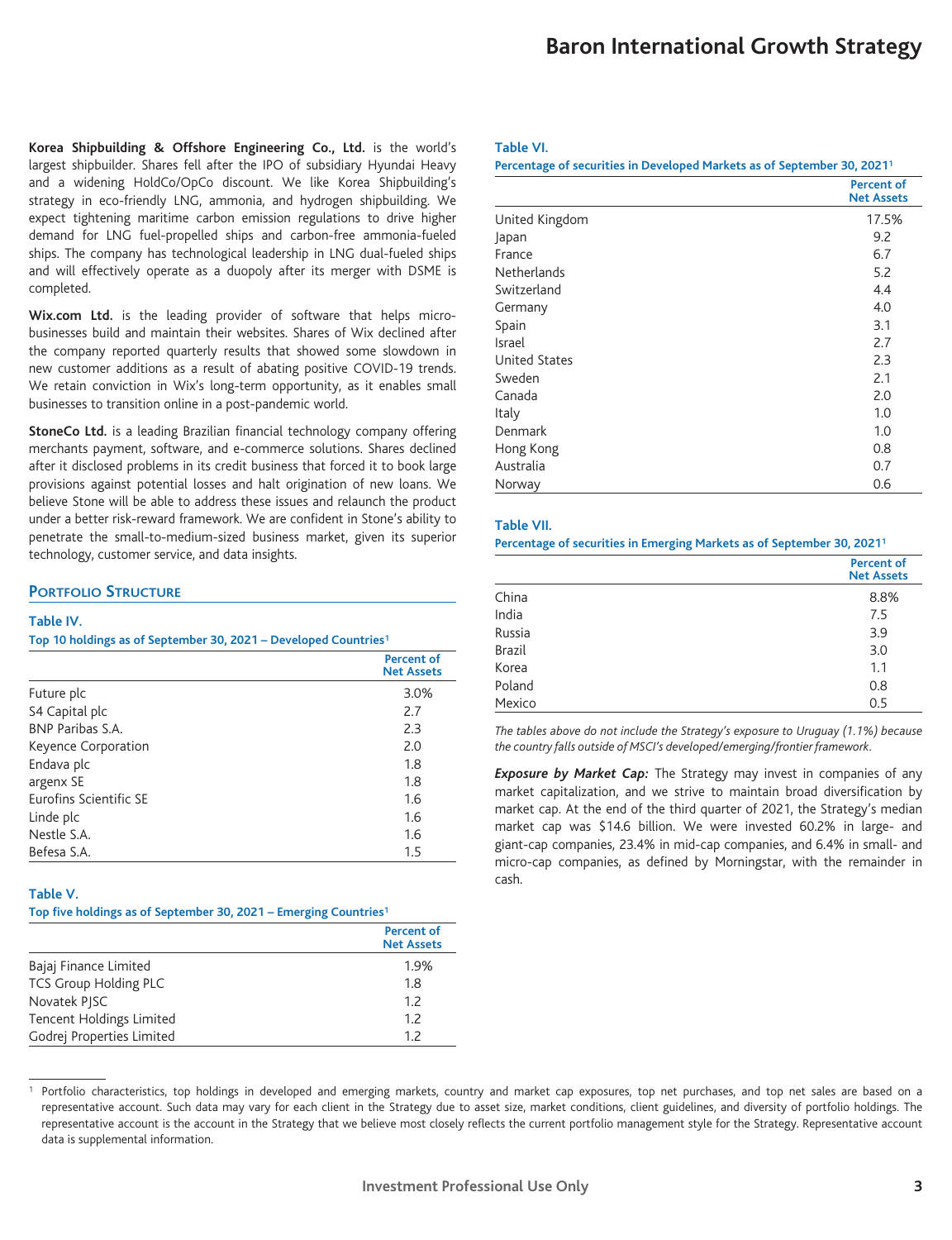**Korea Shipbuilding & Offshore Engineering Co., Ltd.** is the world's largest shipbuilder. Shares fell after the IPO of subsidiary Hyundai Heavy and a widening HoldCo/OpCo discount. We like Korea Shipbuilding's strategy in eco-friendly LNG, ammonia, and hydrogen shipbuilding. We expect tightening maritime carbon emission regulations to drive higher demand for LNG fuel-propelled ships and carbon-free ammonia-fueled ships. The company has technological leadership in LNG dual-fueled ships and will effectively operate as a duopoly after its merger with DSME is completed.

**Wix.com Ltd.** is the leading provider of software that helps micro-businesses build and maintain their websites. Shares of Wix declined after the company reported quarterly results that showed some slowdown in new customer additions as a result of abating positive COVID-19 trends. We retain conviction in Wix's long-term opportunity, as it enables small businesses to transition online in a post-pandemic world.

**StoneCo Ltd.** is a leading Brazilian financial technology company offering merchants payment, software, and e-commerce solutions. Shares declined after it disclosed problems in its credit business that forced it to book large provisions against potential losses and halt origination of new loans. We believe Stone will be able to address these issues and relaunch the product under a better risk-reward framework. We are confident in Stone's ability to penetrate the small-to-medium-sized business market, given its superior technology, customer service, and data insights.

## Portfolio Structure

**Table IV.**
**Top 10 holdings as of September 30, 2021 – Developed Countries[1]**

| | Percent of Net Assets |
|---|---|
| Future plc | 3.0% |
| S4 Capital plc | 2.7 |
| BNP Paribas S.A. | 2.3 |
| Keyence Corporation | 2.0 |
| Endava plc | 1.8 |
| argenx SE | 1.8 |
| Eurofins Scientific SE | 1.6 |
| Linde plc | 1.6 |
| Nestle S.A. | 1.6 |
| Befesa S.A. | 1.5 |

**Table V.**
**Top five holdings as of September 30, 2021 – Emerging Countries[1]**

| | Percent of Net Assets |
|---|---|
| Bajaj Finance Limited | 1.9% |
| TCS Group Holding PLC | 1.8 |
| Novatek PJSC | 1.2 |
| Tencent Holdings Limited | 1.2 |
| Godrej Properties Limited | 1.2 |

**Table VI.**
**Percentage of securities in Developed Markets as of September 30, 2021[1]**

| | Percent of Net Assets |
|---|---|
| United Kingdom | 17.5% |
| Japan | 9.2 |
| France | 6.7 |
| Netherlands | 5.2 |
| Switzerland | 4.4 |
| Germany | 4.0 |
| Spain | 3.1 |
| Israel | 2.7 |
| United States | 2.3 |
| Sweden | 2.1 |
| Canada | 2.0 |
| Italy | 1.0 |
| Denmark | 1.0 |
| Hong Kong | 0.8 |
| Australia | 0.7 |
| Norway | 0.6 |

**Table VII.**
**Percentage of securities in Emerging Markets as of September 30, 2021[1]**

| | Percent of Net Assets |
|---|---|
| China | 8.8% |
| India | 7.5 |
| Russia | 3.9 |
| Brazil | 3.0 |
| Korea | 1.1 |
| Poland | 0.8 |
| Mexico | 0.5 |

*The tables above do not include the Strategy's exposure to Uruguay (1.1%) because the country falls outside of MSCI's developed/emerging/frontier framework.*

***Exposure by Market Cap:*** The Strategy may invest in companies of any market capitalization, and we strive to maintain broad diversification by market cap. At the end of the third quarter of 2021, the Strategy's median market cap was $14.6 billion. We were invested 60.2% in large- and giant-cap companies, 23.4% in mid-cap companies, and 6.4% in small- and micro-cap companies, as defined by Morningstar, with the remainder in cash.

---

[1] Portfolio characteristics, top holdings in developed and emerging markets, country and market cap exposures, top net purchases, and top net sales are based on a representative account. Such data may vary for each client in the Strategy due to asset size, market conditions, client guidelines, and diversity of portfolio holdings. The representative account is the account in the Strategy that we believe most closely reflects the current portfolio management style for the Strategy. Representative account data is supplemental information.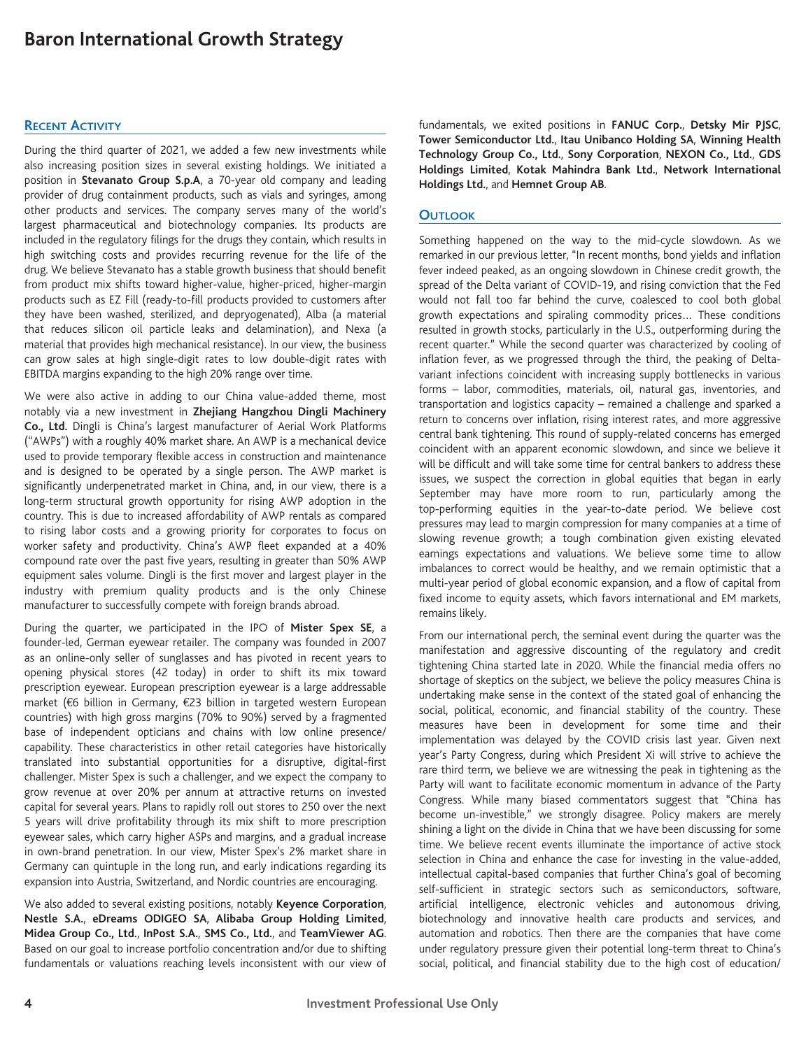# Baron International Growth Strategy

## Recent Activity

During the third quarter of 2021, we added a few new investments while also increasing position sizes in several existing holdings. We initiated a position in **Stevanato Group S.p.A**, a 70-year old company and leading provider of drug containment products, such as vials and syringes, among other products and services. The company serves many of the world's largest pharmaceutical and biotechnology companies. Its products are included in the regulatory filings for the drugs they contain, which results in high switching costs and provides recurring revenue for the life of the drug. We believe Stevanato has a stable growth business that should benefit from product mix shifts toward higher-value, higher-priced, higher-margin products such as EZ Fill (ready-to-fill products provided to customers after they have been washed, sterilized, and depryogenated), Alba (a material that reduces silicon oil particle leaks and delamination), and Nexa (a material that provides high mechanical resistance). In our view, the business can grow sales at high single-digit rates to low double-digit rates with EBITDA margins expanding to the high 20% range over time.

We were also active in adding to our China value-added theme, most notably via a new investment in **Zhejiang Hangzhou Dingli Machinery Co., Ltd.** Dingli is China's largest manufacturer of Aerial Work Platforms ("AWPs") with a roughly 40% market share. An AWP is a mechanical device used to provide temporary flexible access in construction and maintenance and is designed to be operated by a single person. The AWP market is significantly underpenetrated market in China, and, in our view, there is a long-term structural growth opportunity for rising AWP adoption in the country. This is due to increased affordability of AWP rentals as compared to rising labor costs and a growing priority for corporates to focus on worker safety and productivity. China's AWP fleet expanded at a 40% compound rate over the past five years, resulting in greater than 50% AWP equipment sales volume. Dingli is the first mover and largest player in the industry with premium quality products and is the only Chinese manufacturer to successfully compete with foreign brands abroad.

During the quarter, we participated in the IPO of **Mister Spex SE**, a founder-led, German eyewear retailer. The company was founded in 2007 as an online-only seller of sunglasses and has pivoted in recent years to opening physical stores (42 today) in order to shift its mix toward prescription eyewear. European prescription eyewear is a large addressable market (€6 billion in Germany, €23 billion in targeted western European countries) with high gross margins (70% to 90%) served by a fragmented base of independent opticians and chains with low online presence/capability. These characteristics in other retail categories have historically translated into substantial opportunities for a disruptive, digital-first challenger. Mister Spex is such a challenger, and we expect the company to grow revenue at over 20% per annum at attractive returns on invested capital for several years. Plans to rapidly roll out stores to 250 over the next 5 years will drive profitability through its mix shift to more prescription eyewear sales, which carry higher ASPs and margins, and a gradual increase in own-brand penetration. In our view, Mister Spex's 2% market share in Germany can quintuple in the long run, and early indications regarding its expansion into Austria, Switzerland, and Nordic countries are encouraging.

We also added to several existing positions, notably **Keyence Corporation**, **Nestle S.A.**, **eDreams ODIGEO SA**, **Alibaba Group Holding Limited**, **Midea Group Co., Ltd.**, **InPost S.A.**, **SMS Co., Ltd.**, and **TeamViewer AG**. Based on our goal to increase portfolio concentration and/or due to shifting fundamentals or valuations reaching levels inconsistent with our view of fundamentals, we exited positions in **FANUC Corp.**, **Detsky Mir PJSC**, **Tower Semiconductor Ltd.**, **Itau Unibanco Holding SA**, **Winning Health Technology Group Co., Ltd.**, **Sony Corporation**, **NEXON Co., Ltd.**, **GDS Holdings Limited**, **Kotak Mahindra Bank Ltd.**, **Network International Holdings Ltd.**, and **Hemnet Group AB**.

## Outlook

Something happened on the way to the mid-cycle slowdown. As we remarked in our previous letter, "In recent months, bond yields and inflation fever indeed peaked, as an ongoing slowdown in Chinese credit growth, the spread of the Delta variant of COVID-19, and rising conviction that the Fed would not fall too far behind the curve, coalesced to cool both global growth expectations and spiraling commodity prices… These conditions resulted in growth stocks, particularly in the U.S., outperforming during the recent quarter." While the second quarter was characterized by cooling of inflation fever, as we progressed through the third, the peaking of Delta-variant infections coincident with increasing supply bottlenecks in various forms – labor, commodities, materials, oil, natural gas, inventories, and transportation and logistics capacity – remained a challenge and sparked a return to concerns over inflation, rising interest rates, and more aggressive central bank tightening. This round of supply-related concerns has emerged coincident with an apparent economic slowdown, and since we believe it will be difficult and will take some time for central bankers to address these issues, we suspect the correction in global equities that began in early September may have more room to run, particularly among the top-performing equities in the year-to-date period. We believe cost pressures may lead to margin compression for many companies at a time of slowing revenue growth; a tough combination given existing elevated earnings expectations and valuations. We believe some time to allow imbalances to correct would be healthy, and we remain optimistic that a multi-year period of global economic expansion, and a flow of capital from fixed income to equity assets, which favors international and EM markets, remains likely.

From our international perch, the seminal event during the quarter was the manifestation and aggressive discounting of the regulatory and credit tightening China started late in 2020. While the financial media offers no shortage of skeptics on the subject, we believe the policy measures China is undertaking make sense in the context of the stated goal of enhancing the social, political, economic, and financial stability of the country. These measures have been in development for some time and their implementation was delayed by the COVID crisis last year. Given next year's Party Congress, during which President Xi will strive to achieve the rare third term, we believe we are witnessing the peak in tightening as the Party will want to facilitate economic momentum in advance of the Party Congress. While many biased commentators suggest that "China has become un-investible," we strongly disagree. Policy makers are merely shining a light on the divide in China that we have been discussing for some time. We believe recent events illuminate the importance of active stock selection in China and enhance the case for investing in the value-added, intellectual capital-based companies that further China's goal of becoming self-sufficient in strategic sectors such as semiconductors, software, artificial intelligence, electronic vehicles and autonomous driving, biotechnology and innovative health care products and services, and automation and robotics. Then there are the companies that have come under regulatory pressure given their potential long-term threat to China's social, political, and financial stability due to the high cost of education/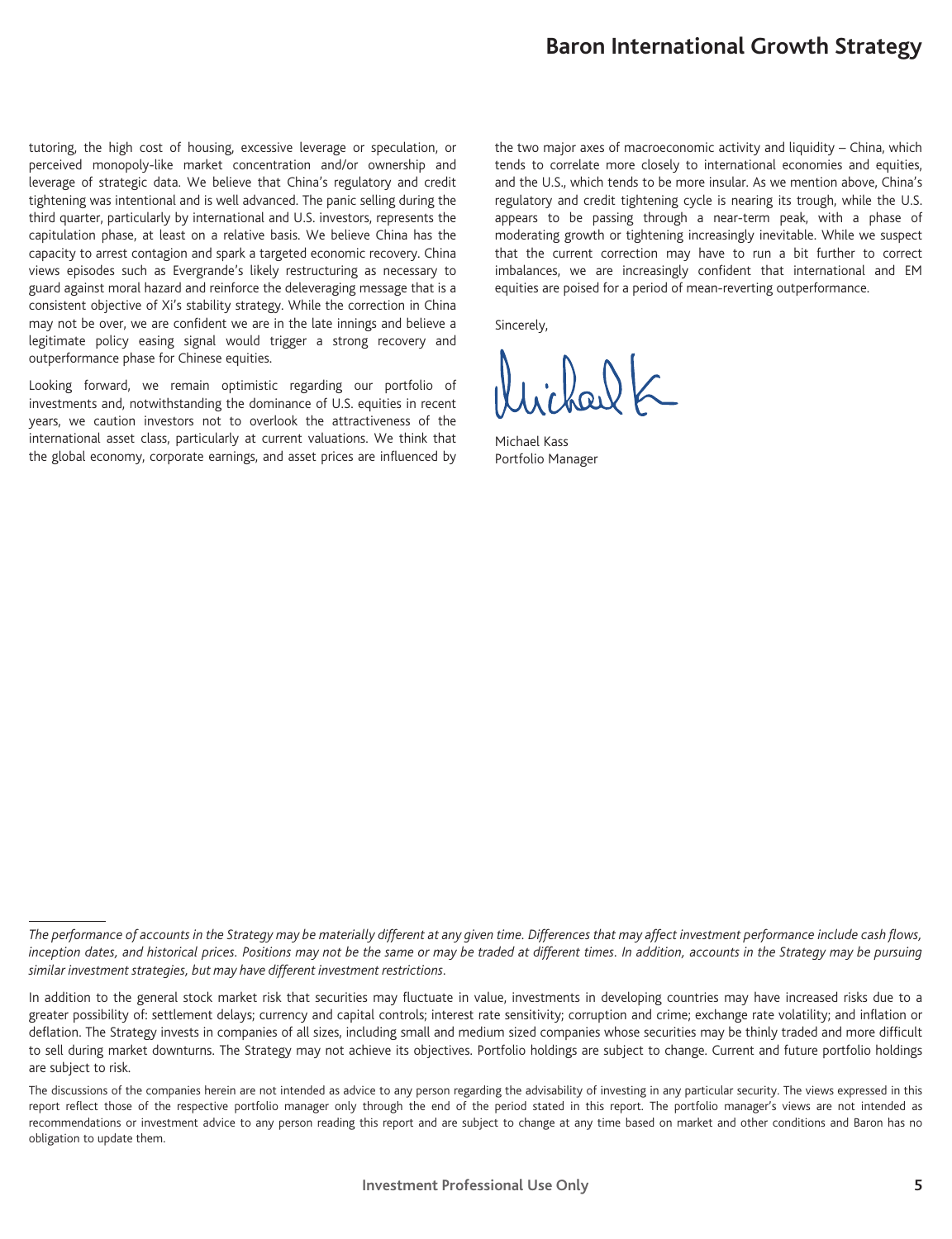tutoring, the high cost of housing, excessive leverage or speculation, or perceived monopoly-like market concentration and/or ownership and leverage of strategic data. We believe that China's regulatory and credit tightening was intentional and is well advanced. The panic selling during the third quarter, particularly by international and U.S. investors, represents the capitulation phase, at least on a relative basis. We believe China has the capacity to arrest contagion and spark a targeted economic recovery. China views episodes such as Evergrande's likely restructuring as necessary to guard against moral hazard and reinforce the deleveraging message that is a consistent objective of Xi's stability strategy. While the correction in China may not be over, we are confident we are in the late innings and believe a legitimate policy easing signal would trigger a strong recovery and outperformance phase for Chinese equities.

Looking forward, we remain optimistic regarding our portfolio of investments and, notwithstanding the dominance of U.S. equities in recent years, we caution investors not to overlook the attractiveness of the international asset class, particularly at current valuations. We think that the global economy, corporate earnings, and asset prices are influenced by the two major axes of macroeconomic activity and liquidity – China, which tends to correlate more closely to international economies and equities, and the U.S., which tends to be more insular. As we mention above, China's regulatory and credit tightening cycle is nearing its trough, while the U.S. appears to be passing through a near-term peak, with a phase of moderating growth or tightening increasingly inevitable. While we suspect that the current correction may have to run a bit further to correct imbalances, we are increasingly confident that international and EM equities are poised for a period of mean-reverting outperformance.

Sincerely,

Michael Kass
Portfolio Manager

---

*The performance of accounts in the Strategy may be materially different at any given time. Differences that may affect investment performance include cash flows, inception dates, and historical prices. Positions may not be the same or may be traded at different times. In addition, accounts in the Strategy may be pursuing similar investment strategies, but may have different investment restrictions.*

In addition to the general stock market risk that securities may fluctuate in value, investments in developing countries may have increased risks due to a greater possibility of: settlement delays; currency and capital controls; interest rate sensitivity; corruption and crime; exchange rate volatility; and inflation or deflation. The Strategy invests in companies of all sizes, including small and medium sized companies whose securities may be thinly traded and more difficult to sell during market downturns. The Strategy may not achieve its objectives. Portfolio holdings are subject to change. Current and future portfolio holdings are subject to risk.

The discussions of the companies herein are not intended as advice to any person regarding the advisability of investing in any particular security. The views expressed in this report reflect those of the respective portfolio manager only through the end of the period stated in this report. The portfolio manager's views are not intended as recommendations or investment advice to any person reading this report and are subject to change at any time based on market and other conditions and Baron has no obligation to update them.